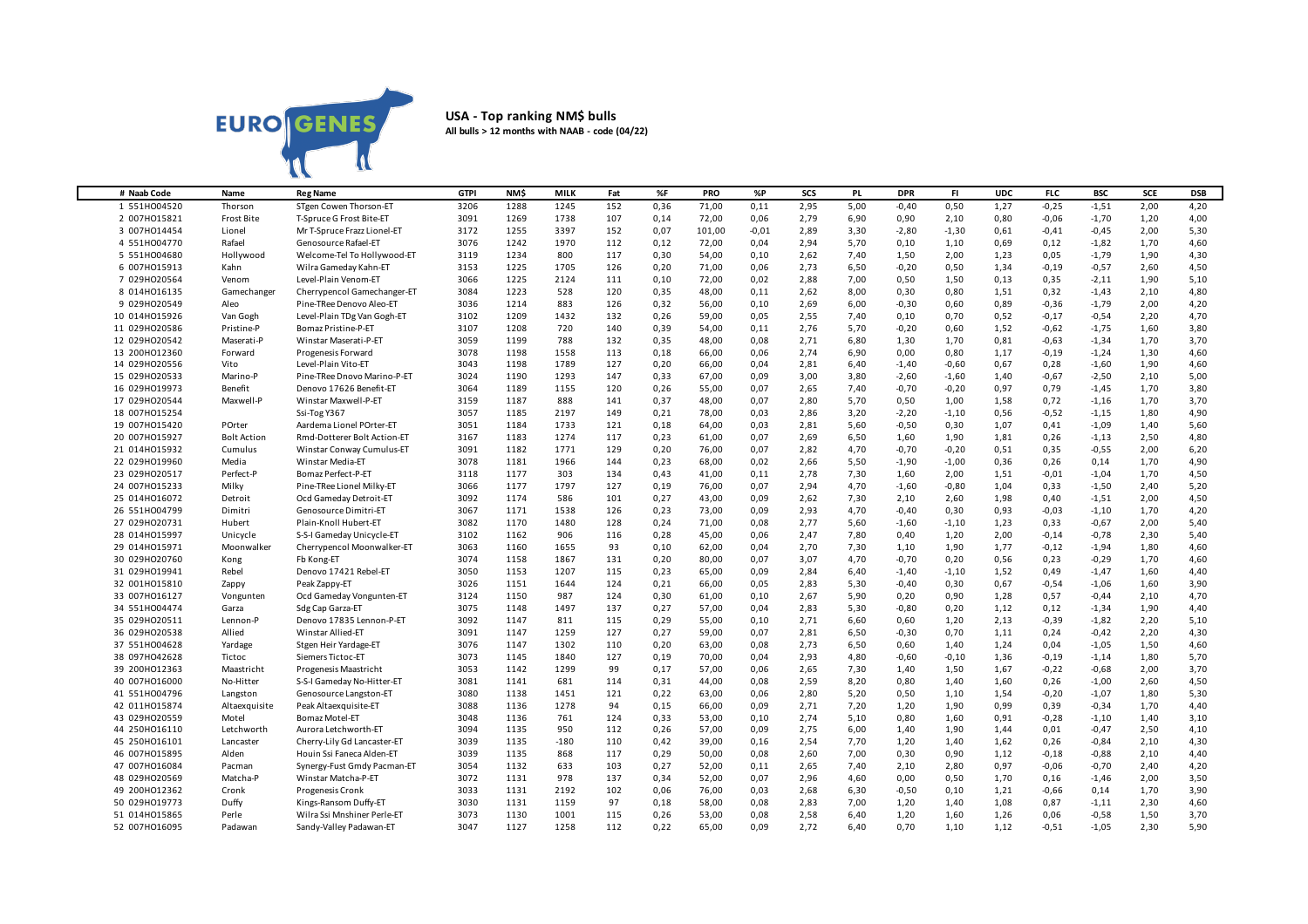EURO GENES

## USA - Top ranking NM$ bulls

**All bulls > 12 months with NAABB - code (04/22)**

| # Naab Code | Name | Reg Name | GTPI | NM$ | MILK | Fat | %F | PRO | %P | SCS | PL | DPR | FI | UDC | FLC | BSC | SCE | DSB |
|---|---|---|---|---|---|---|---|---|---|---|---|---|---|---|---|---|---|---|
| 1 551HO04520 | Thorson | STgen Cowen Thorson-ET | 3206 | 1288 | 1245 | 152 | 0,36 | 71,00 | 0,11 | 2,95 | 5,00 | -0,40 | 0,50 | 1,27 | -0,25 | -1,51 | 2,00 | 4,20 |
| 2 007HO15821 | Frost Bite | T-Spruce G Frost Bite-ET | 3091 | 1269 | 1738 | 107 | 0,14 | 72,00 | 0,06 | 2,79 | 6,90 | 0,90 | 2,10 | 0,80 | -0,06 | -1,70 | 1,20 | 4,00 |
| 3 007HO14454 | Lionel | Mr T-Spruce Frazz Lionel-ET | 3172 | 1255 | 3397 | 152 | 0,07 | 101,00 | -0,01 | 2,89 | 3,30 | -2,80 | -1,30 | 0,61 | -0,41 | -0,45 | 2,00 | 5,30 |
| 4 551HO04770 | Rafael | Genosource Rafael-ET | 3076 | 1242 | 1970 | 112 | 0,12 | 72,00 | 0,04 | 2,94 | 5,70 | 0,10 | 1,10 | 0,69 | 0,12 | -1,82 | 1,70 | 4,60 |
| 5 551HO04680 | Hollywood | Welcome-Tel To Hollywood-ET | 3119 | 1234 | 800 | 117 | 0,30 | 54,00 | 0,10 | 2,62 | 7,40 | 1,50 | 2,00 | 1,23 | 0,05 | -1,79 | 1,90 | 4,30 |
| 6 007HO15913 | Kahn | Wilra Gameday Kahn-ET | 3153 | 1225 | 1705 | 126 | 0,20 | 71,00 | 0,06 | 2,73 | 6,50 | -0,20 | 0,50 | 1,34 | -0,19 | -0,57 | 2,60 | 4,50 |
| 7 029HO20564 | Venom | Level-Plain Venom-ET | 3066 | 1225 | 2124 | 111 | 0,10 | 72,00 | 0,02 | 2,88 | 7,00 | 0,50 | 1,50 | 0,13 | 0,35 | -2,11 | 1,90 | 5,10 |
| 8 014HO16135 | Gamechanger | Cherrypencol Gamechanger-ET | 3084 | 1223 | 528 | 120 | 0,35 | 48,00 | 0,11 | 2,62 | 8,00 | 0,30 | 0,80 | 1,51 | 0,32 | -1,43 | 2,10 | 4,80 |
| 9 029HO20549 | Aleo | Pine-TRee Denovo Aleo-ET | 3036 | 1214 | 883 | 126 | 0,32 | 56,00 | 0,10 | 2,69 | 6,00 | -0,30 | 0,60 | 0,89 | -0,36 | -1,79 | 2,00 | 4,20 |
| 10 014HO15926 | Van Gogh | Level-Plain TDg Van Gogh-ET | 3102 | 1209 | 1432 | 132 | 0,26 | 59,00 | 0,05 | 2,55 | 7,40 | 0,10 | 0,70 | 0,52 | -0,17 | -0,54 | 2,20 | 4,70 |
| 11 029HO20586 | Pristine-P | Bomaz Pristine-P-ET | 3107 | 1208 | 720 | 140 | 0,39 | 54,00 | 0,11 | 2,76 | 5,70 | -0,20 | 0,60 | 1,52 | -0,62 | -1,75 | 1,60 | 3,80 |
| 12 029HO20542 | Maserati-P | Winstar Maserati-P-ET | 3059 | 1199 | 788 | 132 | 0,35 | 48,00 | 0,08 | 2,71 | 6,80 | 1,30 | 1,70 | 0,81 | -0,63 | -1,34 | 1,70 | 3,70 |
| 13 200HO12360 | Forward | Progenesis Forward | 3078 | 1198 | 1558 | 113 | 0,18 | 66,00 | 0,06 | 2,74 | 6,90 | 0,00 | 0,80 | 1,17 | -0,19 | -1,24 | 1,30 | 4,60 |
| 14 029HO20556 | Vito | Level-Plain Vito-ET | 3043 | 1198 | 1789 | 127 | 0,20 | 66,00 | 0,04 | 2,81 | 6,40 | -1,40 | -0,60 | 0,67 | 0,28 | -1,60 | 1,90 | 4,60 |
| 15 029HO20533 | Marino-P | Pine-TRee Dnovo Marino-P-ET | 3024 | 1190 | 1293 | 147 | 0,33 | 67,00 | 0,09 | 3,00 | 3,80 | -2,60 | -1,60 | 1,40 | -0,67 | -2,50 | 2,10 | 5,00 |
| 16 029HO19973 | Benefit | Denovo 17626 Benefit-ET | 3064 | 1189 | 1155 | 120 | 0,26 | 55,00 | 0,07 | 2,65 | 7,40 | -0,70 | -0,20 | 0,97 | 0,79 | -1,45 | 1,70 | 3,80 |
| 17 029HO20544 | Maxwell-P | Winstar Maxwell-P-ET | 3159 | 1187 | 888 | 141 | 0,37 | 48,00 | 0,07 | 2,80 | 5,70 | 0,50 | 1,00 | 1,58 | 0,72 | -1,16 | 1,70 | 3,70 |
| 18 007HO15254 | | Ssi-Tog Y367 | 3057 | 1185 | 2197 | 149 | 0,21 | 78,00 | 0,03 | 2,86 | 3,20 | -2,20 | -1,10 | 0,56 | -0,52 | -1,15 | 1,80 | 4,90 |
| 19 007HO15420 | POrter | Aardema Lionel POrter-ET | 3051 | 1184 | 1733 | 121 | 0,18 | 64,00 | 0,03 | 2,81 | 5,60 | -0,50 | 0,30 | 1,07 | 0,41 | -1,09 | 1,40 | 5,60 |
| 20 007HO15927 | Bolt Action | Rmd-Dotterer Bolt Action-ET | 3167 | 1183 | 1274 | 117 | 0,23 | 61,00 | 0,07 | 2,69 | 6,50 | 1,60 | 1,90 | 1,81 | 0,26 | -1,13 | 2,50 | 4,80 |
| 21 014HO15932 | Cumulus | Winstar Conway Cumulus-ET | 3091 | 1182 | 1771 | 129 | 0,20 | 76,00 | 0,07 | 2,82 | 4,70 | -0,70 | -0,20 | 0,51 | 0,35 | -0,55 | 2,00 | 6,20 |
| 22 029HO19960 | Media | Winstar Media-ET | 3078 | 1181 | 1966 | 144 | 0,23 | 68,00 | 0,02 | 2,66 | 5,50 | -1,90 | -1,00 | 0,36 | 0,26 | 0,14 | 1,70 | 4,90 |
| 23 029HO20517 | Perfect-P | Bomaz Perfect-P-ET | 3118 | 1177 | 303 | 134 | 0,43 | 41,00 | 0,11 | 2,78 | 7,30 | 1,60 | 2,00 | 1,51 | -0,01 | -1,04 | 1,70 | 4,50 |
| 24 007HO15233 | Milky | Pine-TRee Lionel Milky-ET | 3066 | 1177 | 1797 | 127 | 0,19 | 76,00 | 0,07 | 2,94 | 4,70 | -1,60 | -0,80 | 1,04 | 0,33 | -1,50 | 2,40 | 5,20 |
| 25 014HO16072 | Detroit | Ocd Gameday Detroit-ET | 3092 | 1174 | 586 | 101 | 0,27 | 43,00 | 0,09 | 2,62 | 7,30 | 2,10 | 2,60 | 1,98 | 0,40 | -1,51 | 2,00 | 4,50 |
| 26 551HO04799 | Dimitri | Genosource Dimitri-ET | 3067 | 1171 | 1538 | 126 | 0,23 | 73,00 | 0,09 | 2,93 | 4,70 | -0,40 | 0,30 | 0,93 | -0,03 | -1,10 | 1,70 | 4,20 |
| 27 029HO20731 | Hubert | Plain-Knoll Hubert-ET | 3082 | 1170 | 1480 | 128 | 0,24 | 71,00 | 0,08 | 2,77 | 5,60 | -1,60 | -1,10 | 1,23 | 0,33 | -0,67 | 2,00 | 5,40 |
| 28 014HO15997 | Unicycle | S-S-I Gameday Unicycle-ET | 3102 | 1162 | 906 | 116 | 0,28 | 45,00 | 0,06 | 2,47 | 7,80 | 0,40 | 1,20 | 2,00 | -0,14 | -0,78 | 2,30 | 5,40 |
| 29 014HO15971 | Moonwalker | Cherrypencol Moonwalker-ET | 3063 | 1160 | 1655 | 93 | 0,10 | 62,00 | 0,04 | 2,70 | 7,30 | 1,10 | 1,90 | 1,77 | -0,12 | -1,94 | 1,80 | 4,60 |
| 30 029HO20760 | Kong | Fb Kong-ET | 3074 | 1158 | 1867 | 131 | 0,20 | 80,00 | 0,07 | 3,07 | 4,70 | -0,70 | 0,20 | 0,56 | 0,23 | -0,29 | 1,70 | 4,60 |
| 31 029HO19941 | Rebel | Denovo 17421 Rebel-ET | 3050 | 1153 | 1207 | 115 | 0,23 | 65,00 | 0,09 | 2,84 | 6,40 | -1,40 | -1,10 | 1,52 | 0,49 | -1,47 | 1,60 | 4,40 |
| 32 001HO15810 | Zappy | Peak Zappy-ET | 3026 | 1151 | 1644 | 124 | 0,21 | 66,00 | 0,05 | 2,83 | 5,30 | -0,40 | 0,30 | 0,67 | -0,54 | -1,06 | 1,60 | 3,90 |
| 33 007HO16127 | Vongunten | Ocd Gameday Vongunten-ET | 3124 | 1150 | 987 | 124 | 0,30 | 61,00 | 0,10 | 2,67 | 5,90 | 0,20 | 0,90 | 1,28 | 0,57 | -0,44 | 2,10 | 4,70 |
| 34 551HO04474 | Garza | Sdg Cap Garza-ET | 3075 | 1148 | 1497 | 137 | 0,27 | 57,00 | 0,04 | 2,83 | 5,30 | -0,80 | 0,20 | 1,12 | 0,12 | -1,34 | 1,90 | 4,40 |
| 35 029HO20511 | Lennon-P | Denovo 17835 Lennon-P-ET | 3092 | 1147 | 811 | 115 | 0,29 | 55,00 | 0,10 | 2,71 | 6,60 | 0,60 | 1,20 | 2,13 | -0,39 | -1,82 | 2,20 | 5,10 |
| 36 029HO20538 | Allied | Winstar Allied-ET | 3091 | 1147 | 1259 | 127 | 0,27 | 59,00 | 0,07 | 2,81 | 6,50 | -0,30 | 0,70 | 1,11 | 0,24 | -0,42 | 2,20 | 4,30 |
| 37 551HO04628 | Yardage | Stgen Heir Yardage-ET | 3076 | 1147 | 1302 | 110 | 0,20 | 63,00 | 0,08 | 2,73 | 6,50 | 0,60 | 1,40 | 1,24 | 0,04 | -1,05 | 1,50 | 4,60 |
| 38 097HO42628 | Tictoc | Siemers Tictoc-ET | 3073 | 1145 | 1840 | 127 | 0,19 | 70,00 | 0,04 | 2,93 | 4,80 | -0,60 | -0,10 | 1,36 | -0,19 | -1,14 | 1,80 | 5,70 |
| 39 200HO12363 | Maastricht | Progenesis Maastricht | 3053 | 1142 | 1299 | 99 | 0,17 | 57,00 | 0,06 | 2,65 | 7,30 | 1,40 | 1,50 | 1,67 | -0,22 | -0,68 | 2,00 | 3,70 |
| 40 007HO16000 | No-Hitter | S-S-I Gameday No-Hitter-ET | 3081 | 1141 | 681 | 114 | 0,31 | 44,00 | 0,08 | 2,59 | 8,20 | 0,80 | 1,40 | 1,60 | 0,26 | -1,00 | 2,60 | 4,50 |
| 41 551HO04796 | Langston | Genosource Langston-ET | 3080 | 1138 | 1451 | 121 | 0,22 | 63,00 | 0,06 | 2,80 | 5,20 | 0,50 | 1,10 | 1,54 | -0,20 | -1,07 | 1,80 | 5,30 |
| 42 011HO15874 | Altaexquisite | Peak Altaexquisite-ET | 3088 | 1136 | 1278 | 94 | 0,15 | 66,00 | 0,09 | 2,71 | 7,20 | 1,20 | 1,90 | 0,99 | 0,39 | -0,34 | 1,70 | 4,40 |
| 43 029HO20559 | Motel | Bomaz Motel-ET | 3048 | 1136 | 761 | 124 | 0,33 | 53,00 | 0,10 | 2,74 | 5,10 | 0,80 | 1,60 | 0,91 | -0,28 | -1,10 | 1,40 | 3,10 |
| 44 250HO16110 | Letchworth | Aurora Letchworth-ET | 3094 | 1135 | 950 | 112 | 0,26 | 57,00 | 0,09 | 2,75 | 6,00 | 1,40 | 1,90 | 1,44 | 0,01 | -0,47 | 2,50 | 4,10 |
| 45 250HO16101 | Lancaster | Cherry-Lily Gd Lancaster-ET | 3039 | 1135 | -180 | 110 | 0,42 | 39,00 | 0,16 | 2,54 | 7,70 | 1,20 | 1,40 | 1,62 | 0,26 | -0,84 | 2,10 | 4,30 |
| 46 007HO15895 | Alden | Houin Ssi Faneca Alden-ET | 3039 | 1135 | 868 | 117 | 0,29 | 50,00 | 0,08 | 2,60 | 7,00 | 0,30 | 0,90 | 1,12 | -0,18 | -0,88 | 2,10 | 4,40 |
| 47 007HO16084 | Pacman | Synergy-Fust Gmdy Pacman-ET | 3054 | 1132 | 633 | 103 | 0,27 | 52,00 | 0,11 | 2,65 | 7,40 | 2,10 | 2,80 | 0,97 | -0,06 | -0,70 | 2,40 | 4,20 |
| 48 029HO20569 | Matcha-P | Winstar Matcha-P-ET | 3072 | 1131 | 978 | 137 | 0,34 | 52,00 | 0,07 | 2,96 | 4,60 | 0,00 | 0,50 | 1,70 | 0,16 | -1,46 | 2,00 | 3,50 |
| 49 200HO12362 | Cronk | Progenesis Cronk | 3033 | 1131 | 2192 | 102 | 0,06 | 76,00 | 0,03 | 2,68 | 6,30 | -0,50 | 0,10 | 1,21 | -0,66 | 0,14 | 1,70 | 3,90 |
| 50 029HO19773 | Duffy | Kings-Ransom Duffy-ET | 3030 | 1131 | 1159 | 97 | 0,18 | 58,00 | 0,08 | 2,83 | 7,00 | 1,20 | 1,40 | 1,08 | 0,87 | -1,11 | 2,30 | 4,60 |
| 51 014HO15865 | Perle | Wilra Ssi Mnshiner Perle-ET | 3073 | 1130 | 1001 | 115 | 0,26 | 53,00 | 0,08 | 2,58 | 6,40 | 1,20 | 1,60 | 1,26 | 0,06 | -0,58 | 1,50 | 3,70 |
| 52 007HO16095 | Padawan | Sandy-Valley Padawan-ET | 3047 | 1127 | 1258 | 112 | 0,22 | 65,00 | 0,09 | 2,72 | 6,40 | 0,70 | 1,10 | 1,12 | -0,51 | -1,05 | 2,30 | 5,90 |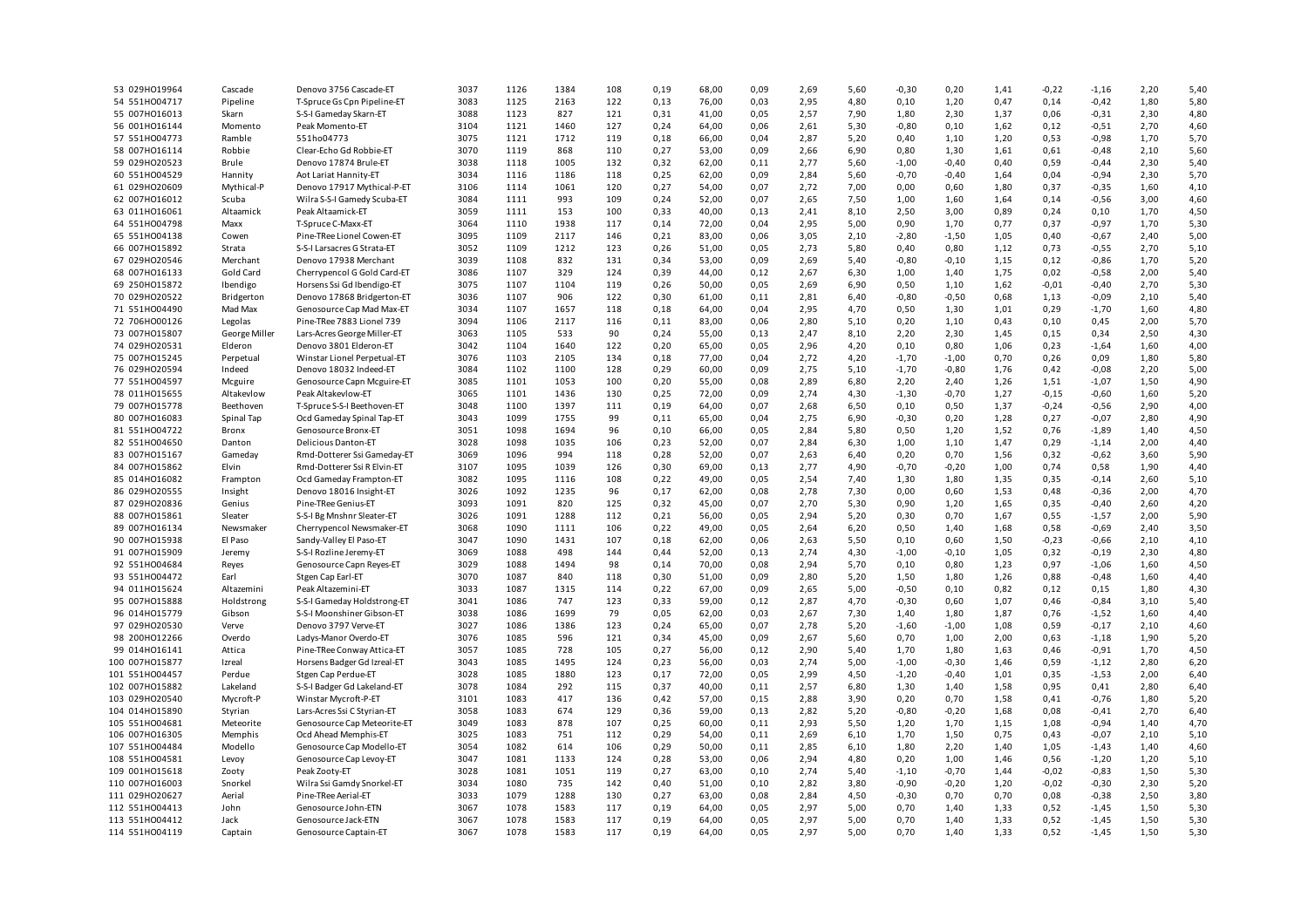| | | | | | | | | | | | | | | | | | | |
|---|---|---|---|---|---|---|---|---|---|---|---|---|---|---|---|---|---|---|
| 53 | 029HO19964 | Cascade | Denovo 3756 Cascade-ET | 3037 | 1126 | 1384 | 108 | 0,19 | 68,00 | 0,09 | 2,69 | 5,60 | -0,30 | 0,20 | 1,41 | -0,22 | -1,16 | 2,20 | 5,40 |
| 54 | 551HO04717 | Pipeline | T-Spruce Gs Cpn Pipeline-ET | 3083 | 1125 | 2163 | 122 | 0,13 | 76,00 | 0,03 | 2,95 | 4,80 | 0,10 | 1,20 | 0,47 | 0,14 | -0,42 | 1,80 | 5,80 |
| 55 | 007HO16013 | Skarn | S-S-I Gameday Skarn-ET | 3088 | 1123 | 827 | 121 | 0,31 | 41,00 | 0,05 | 2,57 | 7,90 | 1,80 | 2,30 | 1,37 | 0,06 | -0,31 | 2,30 | 4,80 |
| 56 | 001HO16144 | Momento | Peak Momento-ET | 3104 | 1121 | 1460 | 127 | 0,24 | 64,00 | 0,06 | 2,61 | 5,30 | -0,80 | 0,10 | 1,62 | 0,12 | -0,51 | 2,70 | 4,60 |
| 57 | 551HO04773 | Ramble | 551ho04773 | 3075 | 1121 | 1712 | 119 | 0,18 | 66,00 | 0,04 | 2,87 | 5,20 | 0,40 | 1,10 | 1,20 | 0,53 | -0,98 | 1,70 | 5,70 |
| 58 | 007HO16114 | Robbie | Clear-Echo Gd Robbie-ET | 3070 | 1119 | 868 | 110 | 0,27 | 53,00 | 0,09 | 2,66 | 6,90 | 0,80 | 1,30 | 1,61 | 0,61 | -0,48 | 2,10 | 5,60 |
| 59 | 029HO20523 | Brule | Denovo 17874 Brule-ET | 3038 | 1118 | 1005 | 132 | 0,32 | 62,00 | 0,11 | 2,77 | 5,60 | -1,00 | -0,40 | 0,40 | 0,59 | -0,44 | 2,30 | 5,40 |
| 60 | 551HO04529 | Hannity | Aot Lariat Hannity-ET | 3034 | 1116 | 1186 | 118 | 0,25 | 62,00 | 0,09 | 2,84 | 5,60 | -0,70 | -0,40 | 1,64 | 0,04 | -0,94 | 2,30 | 5,70 |
| 61 | 029HO20609 | Mythical-P | Denovo 17917 Mythical-P-ET | 3106 | 1114 | 1061 | 120 | 0,27 | 54,00 | 0,07 | 2,72 | 7,00 | 0,00 | 0,60 | 1,80 | 0,37 | -0,35 | 1,60 | 4,10 |
| 62 | 007HO16012 | Scuba | Wilra S-S-I Gamedy Scuba-ET | 3084 | 1111 | 993 | 109 | 0,24 | 52,00 | 0,07 | 2,65 | 7,50 | 1,00 | 1,60 | 1,64 | 0,14 | -0,56 | 3,00 | 4,60 |
| 63 | 011HO16061 | Altaamick | Peak Altaamick-ET | 3059 | 1111 | 153 | 100 | 0,33 | 40,00 | 0,13 | 2,41 | 8,10 | 2,50 | 3,00 | 0,89 | 0,24 | 0,10 | 1,70 | 4,50 |
| 64 | 551HO04798 | Maxx | T-Spruce C-Maxx-ET | 3064 | 1110 | 1938 | 117 | 0,14 | 72,00 | 0,04 | 2,95 | 5,00 | 0,90 | 1,70 | 0,77 | 0,37 | -0,97 | 1,70 | 5,30 |
| 65 | 551HO04138 | Cowen | Pine-TRee Lionel Cowen-ET | 3095 | 1109 | 2117 | 146 | 0,21 | 83,00 | 0,06 | 3,05 | 2,10 | -2,80 | -1,50 | 1,05 | 0,40 | -0,67 | 2,40 | 5,00 |
| 66 | 007HO15892 | Strata | S-S-I Larsacres G Strata-ET | 3052 | 1109 | 1212 | 123 | 0,26 | 51,00 | 0,05 | 2,73 | 5,80 | 0,40 | 0,80 | 1,12 | 0,73 | -0,55 | 2,70 | 5,10 |
| 67 | 029HO20546 | Merchant | Denovo 17938 Merchant | 3039 | 1108 | 832 | 131 | 0,34 | 53,00 | 0,09 | 2,69 | 5,40 | -0,80 | -0,10 | 1,15 | 0,12 | -0,86 | 1,70 | 5,20 |
| 68 | 007HO16133 | Gold Card | Cherrypencol G Gold Card-ET | 3086 | 1107 | 329 | 124 | 0,39 | 44,00 | 0,12 | 2,67 | 6,30 | 1,00 | 1,40 | 1,75 | 0,02 | -0,58 | 2,00 | 5,40 |
| 69 | 250HO15872 | Ibendigo | Horsens Ssi Gd Ibendigo-ET | 3075 | 1107 | 1104 | 119 | 0,26 | 50,00 | 0,05 | 2,69 | 6,90 | 0,50 | 1,10 | 1,62 | -0,01 | -0,40 | 2,70 | 5,30 |
| 70 | 029HO20522 | Bridgerton | Denovo 17868 Bridgerton-ET | 3036 | 1107 | 906 | 122 | 0,30 | 61,00 | 0,11 | 2,81 | 6,40 | -0,80 | -0,50 | 0,68 | 1,13 | -0,09 | 2,10 | 5,40 |
| 71 | 551HO04490 | Mad Max | Genosource Cap Mad Max-ET | 3034 | 1107 | 1657 | 118 | 0,18 | 64,00 | 0,04 | 2,95 | 4,70 | 0,50 | 1,30 | 1,01 | 0,29 | -1,70 | 1,60 | 4,80 |
| 72 | 706HO00126 | Legolas | Pine-TRee 7883 Lionel 739 | 3094 | 1106 | 2117 | 116 | 0,11 | 83,00 | 0,06 | 2,80 | 5,10 | 0,20 | 1,10 | 0,43 | 0,10 | 0,45 | 2,00 | 5,70 |
| 73 | 007HO15807 | George Miller | Lars-Acres George Miller-ET | 3063 | 1105 | 533 | 90 | 0,24 | 55,00 | 0,13 | 2,47 | 8,10 | 2,20 | 2,30 | 1,45 | 0,15 | 0,34 | 2,50 | 4,30 |
| 74 | 029HO20531 | Elderon | Denovo 3801 Elderon-ET | 3042 | 1104 | 1640 | 122 | 0,20 | 65,00 | 0,05 | 2,96 | 4,20 | 0,10 | 0,80 | 1,06 | 0,23 | -1,64 | 1,60 | 4,00 |
| 75 | 007HO15245 | Perpetual | Winstar Lionel Perpetual-ET | 3076 | 1103 | 2105 | 134 | 0,18 | 77,00 | 0,04 | 2,72 | 4,20 | -1,70 | -1,00 | 0,70 | 0,26 | 0,09 | 1,80 | 5,80 |
| 76 | 029HO20594 | Indeed | Denovo 18032 Indeed-ET | 3084 | 1102 | 1100 | 128 | 0,29 | 60,00 | 0,09 | 2,75 | 5,10 | -1,70 | -0,80 | 1,76 | 0,42 | -0,08 | 2,20 | 5,00 |
| 77 | 551HO04597 | Mcguire | Genosource Capn Mcguire-ET | 3085 | 1101 | 1053 | 100 | 0,20 | 55,00 | 0,08 | 2,89 | 6,80 | 2,20 | 2,40 | 1,26 | 1,51 | -1,07 | 1,50 | 4,90 |
| 78 | 011HO15655 | Altakevlow | Peak Altakevlow-ET | 3065 | 1101 | 1436 | 130 | 0,25 | 72,00 | 0,09 | 2,74 | 4,30 | -1,30 | -0,70 | 1,27 | -0,15 | -0,60 | 1,60 | 5,20 |
| 79 | 007HO15778 | Beethoven | T-Spruce S-S-I Beethoven-ET | 3048 | 1100 | 1397 | 111 | 0,19 | 64,00 | 0,07 | 2,68 | 6,50 | 0,10 | 0,50 | 1,37 | -0,24 | -0,56 | 2,90 | 4,00 |
| 80 | 007HO16083 | Spinal Tap | Ocd Gameday Spinal Tap-ET | 3043 | 1099 | 1755 | 99 | 0,11 | 65,00 | 0,04 | 2,75 | 6,90 | -0,30 | 0,20 | 1,28 | 0,27 | -0,07 | 2,80 | 4,90 |
| 81 | 551HO04722 | Bronx | Genosource Bronx-ET | 3051 | 1098 | 1694 | 96 | 0,10 | 66,00 | 0,05 | 2,84 | 5,80 | 0,50 | 1,20 | 1,52 | 0,76 | -1,89 | 1,40 | 4,50 |
| 82 | 551HO04650 | Danton | Delicious Danton-ET | 3028 | 1098 | 1035 | 106 | 0,23 | 52,00 | 0,07 | 2,84 | 6,30 | 1,00 | 1,10 | 1,47 | 0,29 | -1,14 | 2,00 | 4,40 |
| 83 | 007HO15167 | Gameday | Rmd-Dotterer Ssi Gameday-ET | 3069 | 1096 | 994 | 118 | 0,28 | 52,00 | 0,07 | 2,63 | 6,40 | 0,20 | 0,70 | 1,56 | 0,32 | -0,62 | 3,60 | 5,90 |
| 84 | 007HO15862 | Elvin | Rmd-Dotterer Ssi R Elvin-ET | 3107 | 1095 | 1039 | 126 | 0,30 | 69,00 | 0,13 | 2,77 | 4,90 | -0,70 | -0,20 | 1,00 | 0,74 | 0,58 | 1,90 | 4,40 |
| 85 | 014HO16082 | Frampton | Ocd Gameday Frampton-ET | 3082 | 1095 | 1116 | 108 | 0,22 | 49,00 | 0,05 | 2,54 | 7,40 | 1,30 | 1,80 | 1,35 | 0,35 | -0,14 | 2,60 | 5,10 |
| 86 | 029HO20555 | Insight | Denovo 18016 Insight-ET | 3026 | 1092 | 1235 | 96 | 0,17 | 62,00 | 0,08 | 2,78 | 7,30 | 0,00 | 0,60 | 1,53 | 0,48 | -0,36 | 2,00 | 4,70 |
| 87 | 029HO20836 | Genius | Pine-TRee Genius-ET | 3093 | 1091 | 820 | 125 | 0,32 | 45,00 | 0,07 | 2,70 | 5,30 | 0,90 | 1,20 | 1,65 | 0,35 | -0,40 | 2,60 | 4,20 |
| 88 | 007HO15861 | Sleater | S-S-I Bg Mnshnr Sleater-ET | 3026 | 1091 | 1288 | 112 | 0,21 | 56,00 | 0,05 | 2,94 | 5,20 | 0,30 | 0,70 | 1,67 | 0,55 | -1,57 | 2,00 | 5,90 |
| 89 | 007HO16134 | Newsmaker | Cherrypencol Newsmaker-ET | 3068 | 1090 | 1111 | 106 | 0,22 | 49,00 | 0,05 | 2,64 | 6,20 | 0,50 | 1,40 | 1,68 | 0,58 | -0,69 | 2,40 | 3,50 |
| 90 | 007HO15938 | El Paso | Sandy-Valley El Paso-ET | 3047 | 1090 | 1431 | 107 | 0,18 | 62,00 | 0,06 | 2,63 | 5,50 | 0,10 | 0,60 | 1,50 | -0,23 | -0,66 | 2,10 | 4,10 |
| 91 | 007HO15909 | Jeremy | S-S-I Rozline Jeremy-ET | 3069 | 1088 | 498 | 144 | 0,44 | 52,00 | 0,13 | 2,74 | 4,30 | -1,00 | -0,10 | 1,05 | 0,32 | -0,19 | 2,30 | 4,80 |
| 92 | 551HO04684 | Reyes | Genosource Capn Reyes-ET | 3029 | 1088 | 1494 | 98 | 0,14 | 70,00 | 0,08 | 2,94 | 5,70 | 0,10 | 0,80 | 1,23 | 0,97 | -1,06 | 1,60 | 4,50 |
| 93 | 551HO04472 | Earl | Stgen Cap Earl-ET | 3070 | 1087 | 840 | 118 | 0,30 | 51,00 | 0,09 | 2,80 | 5,20 | 1,50 | 1,80 | 1,26 | 0,88 | -0,48 | 1,60 | 4,40 |
| 94 | 011HO15624 | Altazemini | Peak Altazemini-ET | 3033 | 1087 | 1315 | 114 | 0,22 | 67,00 | 0,09 | 2,65 | 5,00 | -0,50 | 0,10 | 0,82 | 0,12 | 0,15 | 1,80 | 4,30 |
| 95 | 007HO15888 | Holdstrong | S-S-I Gameday Holdstrong-ET | 3041 | 1086 | 747 | 123 | 0,33 | 59,00 | 0,12 | 2,87 | 4,70 | -0,30 | 0,60 | 1,07 | 0,46 | -0,84 | 3,10 | 5,40 |
| 96 | 014HO15779 | Gibson | S-S-I Moonshiner Gibson-ET | 3038 | 1086 | 1699 | 79 | 0,05 | 62,00 | 0,03 | 2,67 | 7,30 | 1,40 | 1,80 | 1,87 | 0,76 | -1,52 | 1,60 | 4,40 |
| 97 | 029HO20530 | Verve | Denovo 3797 Verve-ET | 3027 | 1086 | 1386 | 123 | 0,24 | 65,00 | 0,07 | 2,78 | 5,20 | -1,60 | -1,00 | 1,08 | 0,59 | -0,17 | 2,10 | 4,60 |
| 98 | 200HO12266 | Overdo | Ladys-Manor Overdo-ET | 3076 | 1085 | 596 | 121 | 0,34 | 45,00 | 0,09 | 2,67 | 5,60 | 0,70 | 1,00 | 2,00 | 0,63 | -1,18 | 1,90 | 5,20 |
| 99 | 014HO16141 | Attica | Pine-TRee Conway Attica-ET | 3057 | 1085 | 728 | 105 | 0,27 | 56,00 | 0,12 | 2,90 | 5,40 | 1,70 | 1,80 | 1,63 | 0,46 | -0,91 | 1,70 | 4,50 |
| 100 | 007HO15877 | Izreal | Horsens Badger Gd Izreal-ET | 3043 | 1085 | 1495 | 124 | 0,23 | 56,00 | 0,03 | 2,74 | 5,00 | -1,00 | -0,30 | 1,46 | 0,59 | -1,12 | 2,80 | 6,20 |
| 101 | 551HO04457 | Perdue | Stgen Cap Perdue-ET | 3028 | 1085 | 1880 | 123 | 0,17 | 72,00 | 0,05 | 2,99 | 4,50 | -1,20 | -0,40 | 1,01 | 0,35 | -1,53 | 2,00 | 6,40 |
| 102 | 007HO15882 | Lakeland | S-S-I Badger Gd Lakeland-ET | 3078 | 1084 | 292 | 115 | 0,37 | 40,00 | 0,11 | 2,57 | 6,80 | 1,30 | 1,40 | 1,58 | 0,95 | 0,41 | 2,80 | 6,40 |
| 103 | 029HO20540 | Mycroft-P | Winstar Mycroft-P-ET | 3101 | 1083 | 417 | 136 | 0,42 | 57,00 | 0,15 | 2,88 | 3,90 | 0,20 | 0,70 | 1,58 | 0,41 | -0,76 | 1,80 | 5,20 |
| 104 | 014HO15890 | Styrian | Lars-Acres Ssi C Styrian-ET | 3058 | 1083 | 674 | 129 | 0,36 | 59,00 | 0,13 | 2,82 | 5,20 | -0,80 | -0,20 | 1,68 | 0,08 | -0,41 | 2,70 | 6,40 |
| 105 | 551HO04681 | Meteorite | Genosource Cap Meteorite-ET | 3049 | 1083 | 878 | 107 | 0,25 | 60,00 | 0,11 | 2,93 | 5,50 | 1,20 | 1,70 | 1,15 | 1,08 | -0,94 | 1,40 | 4,70 |
| 106 | 007HO16305 | Memphis | Ocd Ahead Memphis-ET | 3025 | 1083 | 751 | 112 | 0,29 | 54,00 | 0,11 | 2,69 | 6,10 | 1,70 | 1,50 | 0,75 | 0,43 | -0,07 | 2,10 | 5,10 |
| 107 | 551HO04484 | Modello | Genosource Cap Modello-ET | 3054 | 1082 | 614 | 106 | 0,29 | 50,00 | 0,11 | 2,85 | 6,10 | 1,80 | 2,20 | 1,40 | 1,05 | -1,43 | 1,40 | 4,60 |
| 108 | 551HO04581 | Levoy | Genosource Cap Levoy-ET | 3047 | 1081 | 1133 | 124 | 0,28 | 53,00 | 0,06 | 2,94 | 4,80 | 0,20 | 1,00 | 1,46 | 0,56 | -1,20 | 1,20 | 5,10 |
| 109 | 001HO15618 | Zooty | Peak Zooty-ET | 3028 | 1081 | 1051 | 119 | 0,27 | 63,00 | 0,10 | 2,74 | 5,40 | -1,10 | -0,70 | 1,44 | -0,02 | -0,83 | 1,50 | 5,30 |
| 110 | 007HO16003 | Snorkel | Wilra Ssi Gamdy Snorkel-ET | 3034 | 1080 | 735 | 142 | 0,40 | 51,00 | 0,10 | 2,82 | 3,80 | -0,90 | -0,20 | 1,20 | -0,02 | -0,30 | 2,30 | 5,20 |
| 111 | 029HO20627 | Aerial | Pine-TRee Aerial-ET | 3033 | 1079 | 1288 | 130 | 0,27 | 63,00 | 0,08 | 2,84 | 4,50 | -0,30 | 0,70 | 0,70 | 0,08 | -0,38 | 2,50 | 3,80 |
| 112 | 551HO04413 | John | Genosource John-ETN | 3067 | 1078 | 1583 | 117 | 0,19 | 64,00 | 0,05 | 2,97 | 5,00 | 0,70 | 1,40 | 1,33 | 0,52 | -1,45 | 1,50 | 5,30 |
| 113 | 551HO04412 | Jack | Genosource Jack-ETN | 3067 | 1078 | 1583 | 117 | 0,19 | 64,00 | 0,05 | 2,97 | 5,00 | 0,70 | 1,40 | 1,33 | 0,52 | -1,45 | 1,50 | 5,30 |
| 114 | 551HO04119 | Captain | Genosource Captain-ET | 3067 | 1078 | 1583 | 117 | 0,19 | 64,00 | 0,05 | 2,97 | 5,00 | 0,70 | 1,40 | 1,33 | 0,52 | -1,45 | 1,50 | 5,30 |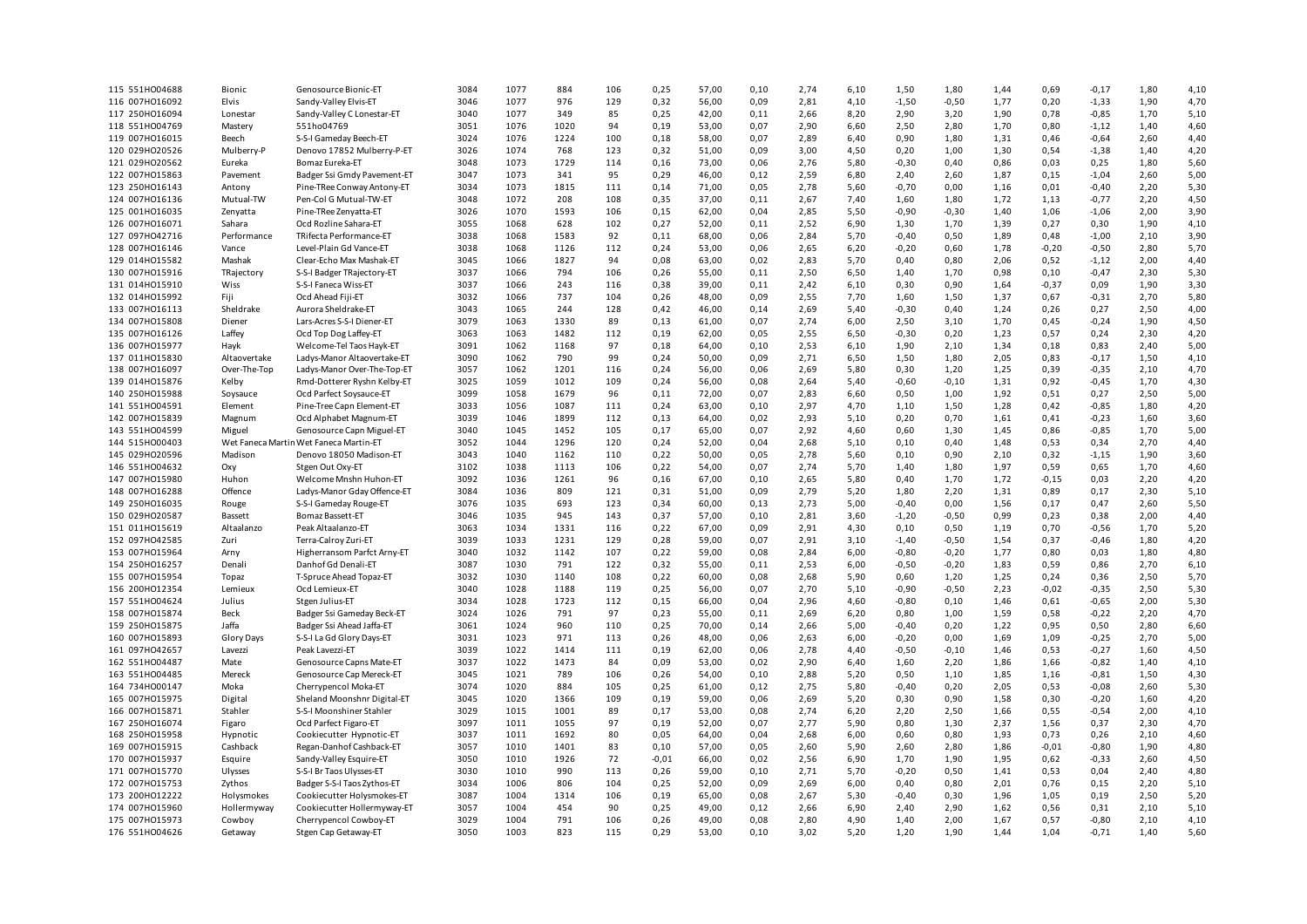| | | | | | | | | | | | | | | | | | | |
|---|---|---|---|---|---|---|---|---|---|---|---|---|---|---|---|---|---|---|
| 115 | 551HO04688 | Bionic | Genosource Bionic-ET | 3084 | 1077 | 884 | 106 | 0,25 | 57,00 | 0,10 | 2,74 | 6,10 | 1,50 | 1,80 | 1,44 | 0,69 | -0,17 | 1,80 | 4,10 |
| 116 | 007HO16092 | Elvis | Sandy-Valley Elvis-ET | 3046 | 1077 | 976 | 129 | 0,32 | 56,00 | 0,09 | 2,81 | 4,10 | -1,50 | -0,50 | 1,77 | 0,20 | -1,33 | 1,90 | 4,70 |
| 117 | 250HO16094 | Lonestar | Sandy-Valley C Lonestar-ET | 3040 | 1077 | 349 | 85 | 0,25 | 42,00 | 0,11 | 2,66 | 8,20 | 2,90 | 3,20 | 1,90 | 0,78 | -0,85 | 1,70 | 5,10 |
| 118 | 551HO04769 | Mastery | 551ho04769 | 3051 | 1076 | 1020 | 94 | 0,19 | 53,00 | 0,07 | 2,90 | 6,60 | 2,50 | 2,80 | 1,70 | 0,80 | -1,12 | 1,40 | 4,60 |
| 119 | 007HO16015 | Beech | S-S-I Gameday Beech-ET | 3024 | 1076 | 1224 | 100 | 0,18 | 58,00 | 0,07 | 2,89 | 6,40 | 0,90 | 1,80 | 1,31 | 0,46 | -0,64 | 2,60 | 4,40 |
| 120 | 029HO20526 | Mulberry-P | Denovo 17852 Mulberry-P-ET | 3026 | 1074 | 768 | 123 | 0,32 | 51,00 | 0,09 | 3,00 | 4,50 | 0,20 | 1,00 | 1,30 | 0,54 | -1,38 | 1,40 | 4,20 |
| 121 | 029HO20562 | Eureka | Bomaz Eureka-ET | 3048 | 1073 | 1729 | 114 | 0,16 | 73,00 | 0,06 | 2,76 | 5,80 | -0,30 | 0,40 | 0,86 | 0,03 | 0,25 | 1,80 | 5,60 |
| 122 | 007HO15863 | Pavement | Badger Ssi Gmdy Pavement-ET | 3047 | 1073 | 341 | 95 | 0,29 | 46,00 | 0,12 | 2,59 | 6,80 | 2,40 | 2,60 | 1,87 | 0,15 | -1,04 | 2,60 | 5,00 |
| 123 | 250HO16143 | Antony | Pine-TRee Conway Antony-ET | 3034 | 1073 | 1815 | 111 | 0,14 | 71,00 | 0,05 | 2,78 | 5,60 | -0,70 | 0,00 | 1,16 | 0,01 | -0,40 | 2,20 | 5,30 |
| 124 | 007HO16136 | Mutual-TW | Pen-Col G Mutual-TW-ET | 3048 | 1072 | 208 | 108 | 0,35 | 37,00 | 0,11 | 2,67 | 7,40 | 1,60 | 1,80 | 1,72 | 1,13 | -0,77 | 2,20 | 4,50 |
| 125 | 001HO16035 | Zenyatta | Pine-TRee Zenyatta-ET | 3026 | 1070 | 1593 | 106 | 0,15 | 62,00 | 0,04 | 2,85 | 5,50 | -0,90 | -0,30 | 1,40 | 1,06 | -1,06 | 2,00 | 3,90 |
| 126 | 007HO16071 | Sahara | Ocd Rozline Sahara-ET | 3055 | 1068 | 628 | 102 | 0,27 | 52,00 | 0,11 | 2,52 | 6,90 | 1,30 | 1,70 | 1,39 | 0,27 | 0,30 | 1,90 | 4,10 |
| 127 | 097HO42716 | Performance | TRifecta Performance-ET | 3038 | 1068 | 1583 | 92 | 0,11 | 68,00 | 0,06 | 2,84 | 5,70 | -0,40 | 0,50 | 1,89 | 0,48 | -1,00 | 2,10 | 3,90 |
| 128 | 007HO16146 | Vance | Level-Plain Gd Vance-ET | 3038 | 1068 | 1126 | 112 | 0,24 | 53,00 | 0,06 | 2,65 | 6,20 | -0,20 | 0,60 | 1,78 | -0,20 | -0,50 | 2,80 | 5,70 |
| 129 | 014HO15582 | Mashak | Clear-Echo Max Mashak-ET | 3045 | 1066 | 1827 | 94 | 0,08 | 63,00 | 0,02 | 2,83 | 5,70 | 0,40 | 0,80 | 2,06 | 0,52 | -1,12 | 2,00 | 4,40 |
| 130 | 007HO15916 | TRajectory | S-S-I Badger TRajectory-ET | 3037 | 1066 | 794 | 106 | 0,26 | 55,00 | 0,11 | 2,50 | 6,50 | 1,40 | 1,70 | 0,98 | 0,10 | -0,47 | 2,30 | 5,30 |
| 131 | 014HO15910 | Wiss | S-S-I Faneca Wiss-ET | 3037 | 1066 | 243 | 116 | 0,38 | 39,00 | 0,11 | 2,42 | 6,10 | 0,30 | 0,90 | 1,64 | -0,37 | 0,09 | 1,90 | 3,30 |
| 132 | 014HO15992 | Fiji | Ocd Ahead Fiji-ET | 3032 | 1066 | 737 | 104 | 0,26 | 48,00 | 0,09 | 2,55 | 7,70 | 1,60 | 1,50 | 1,37 | 0,67 | -0,31 | 2,70 | 5,80 |
| 133 | 007HO16113 | Sheldrake | Aurora Sheldrake-ET | 3043 | 1065 | 244 | 128 | 0,42 | 46,00 | 0,14 | 2,69 | 5,40 | -0,30 | 0,40 | 1,24 | 0,26 | 0,27 | 2,50 | 4,00 |
| 134 | 007HO15808 | Diener | Lars-Acres S-S-I Diener-ET | 3079 | 1063 | 1330 | 89 | 0,13 | 61,00 | 0,07 | 2,74 | 6,00 | 2,50 | 3,10 | 1,70 | 0,45 | -0,24 | 1,90 | 4,50 |
| 135 | 007HO16126 | Laffey | Ocd Top Dog Laffey-ET | 3063 | 1063 | 1482 | 112 | 0,19 | 62,00 | 0,05 | 2,55 | 6,50 | -0,30 | 0,20 | 1,23 | 0,57 | 0,24 | 2,30 | 4,20 |
| 136 | 007HO15977 | Hayk | Welcome-Tel Taos Hayk-ET | 3091 | 1062 | 1168 | 97 | 0,18 | 64,00 | 0,10 | 2,53 | 6,10 | 1,90 | 2,10 | 1,34 | 0,18 | 0,83 | 2,40 | 5,00 |
| 137 | 011HO15830 | Altaovertake | Ladys-Manor Altaovertake-ET | 3090 | 1062 | 790 | 99 | 0,24 | 50,00 | 0,09 | 2,71 | 6,50 | 1,50 | 1,80 | 2,05 | 0,83 | -0,17 | 1,50 | 4,10 |
| 138 | 007HO16097 | Over-The-Top | Ladys-Manor Over-The-Top-ET | 3057 | 1062 | 1201 | 116 | 0,24 | 56,00 | 0,06 | 2,69 | 5,80 | 0,30 | 1,20 | 1,25 | 0,39 | -0,35 | 2,10 | 4,70 |
| 139 | 014HO15876 | Kelby | Rmd-Dotterer Ryshn Kelby-ET | 3025 | 1059 | 1012 | 109 | 0,24 | 56,00 | 0,08 | 2,64 | 5,40 | -0,60 | -0,10 | 1,31 | 0,92 | -0,45 | 1,70 | 4,30 |
| 140 | 250HO15988 | Soysauce | Ocd Parfect Soysauce-ET | 3099 | 1058 | 1679 | 96 | 0,11 | 72,00 | 0,07 | 2,83 | 6,60 | 0,50 | 1,00 | 1,92 | 0,51 | 0,27 | 2,50 | 5,00 |
| 141 | 551HO04591 | Element | Pine-Tree Capn Element-ET | 3033 | 1056 | 1087 | 111 | 0,24 | 63,00 | 0,10 | 2,97 | 4,70 | 1,10 | 1,50 | 1,28 | 0,42 | -0,85 | 1,80 | 4,20 |
| 142 | 007HO15839 | Magnum | Ocd Alphabet Magnum-ET | 3039 | 1046 | 1899 | 112 | 0,13 | 64,00 | 0,02 | 2,93 | 5,10 | 0,20 | 0,70 | 1,61 | 0,41 | -0,23 | 1,60 | 3,60 |
| 143 | 551HO04599 | Miguel | Genosource Capn Miguel-ET | 3040 | 1045 | 1452 | 105 | 0,17 | 65,00 | 0,07 | 2,92 | 4,60 | 0,60 | 1,30 | 1,45 | 0,86 | -0,85 | 1,70 | 5,00 |
| 144 | 515HO00403 | Wet Faneca Martin | Wet Faneca Martin-ET | 3052 | 1044 | 1296 | 120 | 0,24 | 52,00 | 0,04 | 2,68 | 5,10 | 0,10 | 0,40 | 1,48 | 0,53 | 0,34 | 2,70 | 4,40 |
| 145 | 029HO20596 | Madison | Denovo 18050 Madison-ET | 3043 | 1040 | 1162 | 110 | 0,22 | 50,00 | 0,05 | 2,78 | 5,60 | 0,10 | 0,90 | 2,10 | 0,32 | -1,15 | 1,90 | 3,60 |
| 146 | 551HO04632 | Oxy | Stgen Out Oxy-ET | 3102 | 1038 | 1113 | 106 | 0,22 | 54,00 | 0,07 | 2,74 | 5,70 | 1,40 | 1,80 | 1,97 | 0,59 | 0,65 | 1,70 | 4,60 |
| 147 | 007HO15980 | Huhon | Welcome Mnshn Huhon-ET | 3092 | 1036 | 1261 | 96 | 0,16 | 67,00 | 0,10 | 2,65 | 5,80 | 0,40 | 1,70 | 1,72 | -0,15 | 0,03 | 2,20 | 4,20 |
| 148 | 007HO16288 | Offence | Ladys-Manor Gday Offence-ET | 3084 | 1036 | 809 | 121 | 0,31 | 51,00 | 0,09 | 2,79 | 5,20 | 1,80 | 2,20 | 1,31 | 0,89 | 0,17 | 2,30 | 5,10 |
| 149 | 250HO16035 | Rouge | S-S-I Gameday Rouge-ET | 3076 | 1035 | 693 | 123 | 0,34 | 60,00 | 0,13 | 2,73 | 5,00 | -0,40 | 0,00 | 1,56 | 0,17 | 0,47 | 2,60 | 5,50 |
| 150 | 029HO20587 | Bassett | Bomaz Bassett-ET | 3046 | 1035 | 945 | 143 | 0,37 | 57,00 | 0,10 | 2,81 | 3,60 | -1,20 | -0,50 | 0,99 | 0,23 | 0,38 | 2,00 | 4,40 |
| 151 | 011HO15619 | Altaalanzo | Peak Altaalanzo-ET | 3063 | 1034 | 1331 | 116 | 0,22 | 67,00 | 0,09 | 2,91 | 4,30 | 0,10 | 0,50 | 1,19 | 0,70 | -0,56 | 1,70 | 5,20 |
| 152 | 097HO42585 | Zuri | Terra-Calroy Zuri-ET | 3039 | 1033 | 1231 | 129 | 0,28 | 59,00 | 0,07 | 2,91 | 3,10 | -1,40 | -0,50 | 1,54 | 0,37 | -0,46 | 1,80 | 4,20 |
| 153 | 007HO15964 | Arny | Higherransom Parfct Arny-ET | 3040 | 1032 | 1142 | 107 | 0,22 | 59,00 | 0,08 | 2,84 | 6,00 | -0,80 | -0,20 | 1,77 | 0,80 | 0,03 | 1,80 | 4,80 |
| 154 | 250HO16257 | Denali | Danhof Gd Denali-ET | 3087 | 1030 | 791 | 122 | 0,32 | 55,00 | 0,11 | 2,53 | 6,00 | -0,50 | -0,20 | 1,83 | 0,59 | 0,86 | 2,70 | 6,10 |
| 155 | 007HO15954 | Topaz | T-Spruce Ahead Topaz-ET | 3032 | 1030 | 1140 | 108 | 0,22 | 60,00 | 0,08 | 2,68 | 5,90 | 0,60 | 1,20 | 1,25 | 0,24 | 0,36 | 2,50 | 5,70 |
| 156 | 200HO12354 | Lemieux | Ocd Lemieux-ET | 3040 | 1028 | 1188 | 119 | 0,25 | 56,00 | 0,07 | 2,70 | 5,10 | -0,90 | -0,50 | 2,23 | -0,02 | -0,35 | 2,50 | 5,30 |
| 157 | 551HO04624 | Julius | Stgen Julius-ET | 3034 | 1028 | 1723 | 112 | 0,15 | 66,00 | 0,04 | 2,96 | 4,60 | -0,80 | 0,10 | 1,46 | 0,61 | -0,65 | 2,00 | 5,30 |
| 158 | 007HO15874 | Beck | Badger Ssi Gameday Beck-ET | 3024 | 1026 | 791 | 97 | 0,23 | 55,00 | 0,11 | 2,69 | 6,20 | 0,80 | 1,00 | 1,59 | 0,58 | -0,22 | 2,20 | 4,70 |
| 159 | 250HO15875 | Jaffa | Badger Ssi Ahead Jaffa-ET | 3061 | 1024 | 960 | 110 | 0,25 | 70,00 | 0,14 | 2,66 | 5,00 | -0,40 | 0,20 | 1,22 | 0,95 | 0,50 | 2,80 | 6,60 |
| 160 | 007HO15893 | Glory Days | S-S-I La Gd Glory Days-ET | 3031 | 1023 | 971 | 113 | 0,26 | 48,00 | 0,06 | 2,63 | 6,00 | -0,20 | 0,00 | 1,69 | 1,09 | -0,25 | 2,70 | 5,00 |
| 161 | 097HO42657 | Lavezzi | Peak Lavezzi-ET | 3039 | 1022 | 1414 | 111 | 0,19 | 62,00 | 0,06 | 2,78 | 4,40 | -0,50 | -0,10 | 1,46 | 0,53 | -0,27 | 1,60 | 4,50 |
| 162 | 551HO04487 | Mate | Genosource Capns Mate-ET | 3037 | 1022 | 1473 | 84 | 0,09 | 53,00 | 0,02 | 2,90 | 6,40 | 1,60 | 2,20 | 1,86 | 1,66 | -0,82 | 1,40 | 4,10 |
| 163 | 551HO04485 | Mereck | Genosource Cap Mereck-ET | 3045 | 1021 | 789 | 106 | 0,26 | 54,00 | 0,10 | 2,88 | 5,20 | 0,50 | 1,10 | 1,85 | 1,16 | -0,81 | 1,50 | 4,30 |
| 164 | 734HO00147 | Moka | Cherrypencol Moka-ET | 3074 | 1020 | 884 | 105 | 0,25 | 61,00 | 0,12 | 2,75 | 5,80 | -0,40 | 0,20 | 2,05 | 0,53 | -0,08 | 2,60 | 5,30 |
| 165 | 007HO15975 | Digital | Sheland Moonshnr Digital-ET | 3045 | 1020 | 1366 | 109 | 0,19 | 59,00 | 0,06 | 2,69 | 5,20 | 0,30 | 0,90 | 1,58 | 0,30 | -0,20 | 1,60 | 4,20 |
| 166 | 007HO15871 | Stahler | S-S-I Moonshiner Stahler | 3029 | 1015 | 1001 | 89 | 0,17 | 53,00 | 0,08 | 2,74 | 6,20 | 2,20 | 2,50 | 1,66 | 0,55 | -0,54 | 2,00 | 4,10 |
| 167 | 250HO16074 | Figaro | Ocd Parfect Figaro-ET | 3097 | 1011 | 1055 | 97 | 0,19 | 52,00 | 0,07 | 2,77 | 5,90 | 0,80 | 1,30 | 2,37 | 1,56 | 0,37 | 2,30 | 4,70 |
| 168 | 250HO15958 | Hypnotic | Cookiecutter Hypnotic-ET | 3037 | 1011 | 1692 | 80 | 0,05 | 64,00 | 0,04 | 2,68 | 6,00 | 0,60 | 0,80 | 1,93 | 0,73 | 0,26 | 2,10 | 4,60 |
| 169 | 007HO15915 | Cashback | Regan-Danhof Cashback-ET | 3057 | 1010 | 1401 | 83 | 0,10 | 57,00 | 0,05 | 2,60 | 5,90 | 2,60 | 2,80 | 1,86 | -0,01 | -0,80 | 1,90 | 4,80 |
| 170 | 007HO15937 | Esquire | Sandy-Valley Esquire-ET | 3050 | 1010 | 1926 | 72 | -0,01 | 66,00 | 0,02 | 2,56 | 6,90 | 1,70 | 1,90 | 1,95 | 0,62 | -0,33 | 2,60 | 4,50 |
| 171 | 007HO15770 | Ulysses | S-S-I Br Taos Ulysses-ET | 3030 | 1010 | 990 | 113 | 0,26 | 59,00 | 0,10 | 2,71 | 5,70 | -0,20 | 0,50 | 1,41 | 0,53 | 0,04 | 2,40 | 4,80 |
| 172 | 007HO15753 | Zythos | Badger S-S-I Taos Zythos-ET | 3034 | 1006 | 806 | 104 | 0,25 | 52,00 | 0,09 | 2,69 | 6,00 | 0,40 | 0,80 | 2,01 | 0,76 | 0,15 | 2,20 | 5,10 |
| 173 | 200HO12222 | Holysmokes | Cookiecutter Holysmokes-ET | 3087 | 1004 | 1314 | 106 | 0,19 | 65,00 | 0,08 | 2,67 | 5,30 | -0,40 | 0,30 | 1,96 | 1,05 | 0,19 | 2,50 | 5,20 |
| 174 | 007HO15960 | Hollermyway | Cookiecutter Hollermyway-ET | 3057 | 1004 | 454 | 90 | 0,25 | 49,00 | 0,12 | 2,66 | 6,90 | 2,40 | 2,90 | 1,62 | 0,56 | 0,31 | 2,10 | 5,10 |
| 175 | 007HO15973 | Cowboy | Cherrypencol Cowboy-ET | 3029 | 1004 | 791 | 106 | 0,26 | 49,00 | 0,08 | 2,80 | 4,90 | 1,40 | 2,00 | 1,67 | 0,57 | -0,80 | 2,10 | 4,10 |
| 176 | 551HO04626 | Getaway | Stgen Cap Getaway-ET | 3050 | 1003 | 823 | 115 | 0,29 | 53,00 | 0,10 | 3,02 | 5,20 | 1,20 | 1,90 | 1,44 | 1,04 | -0,71 | 1,40 | 5,60 |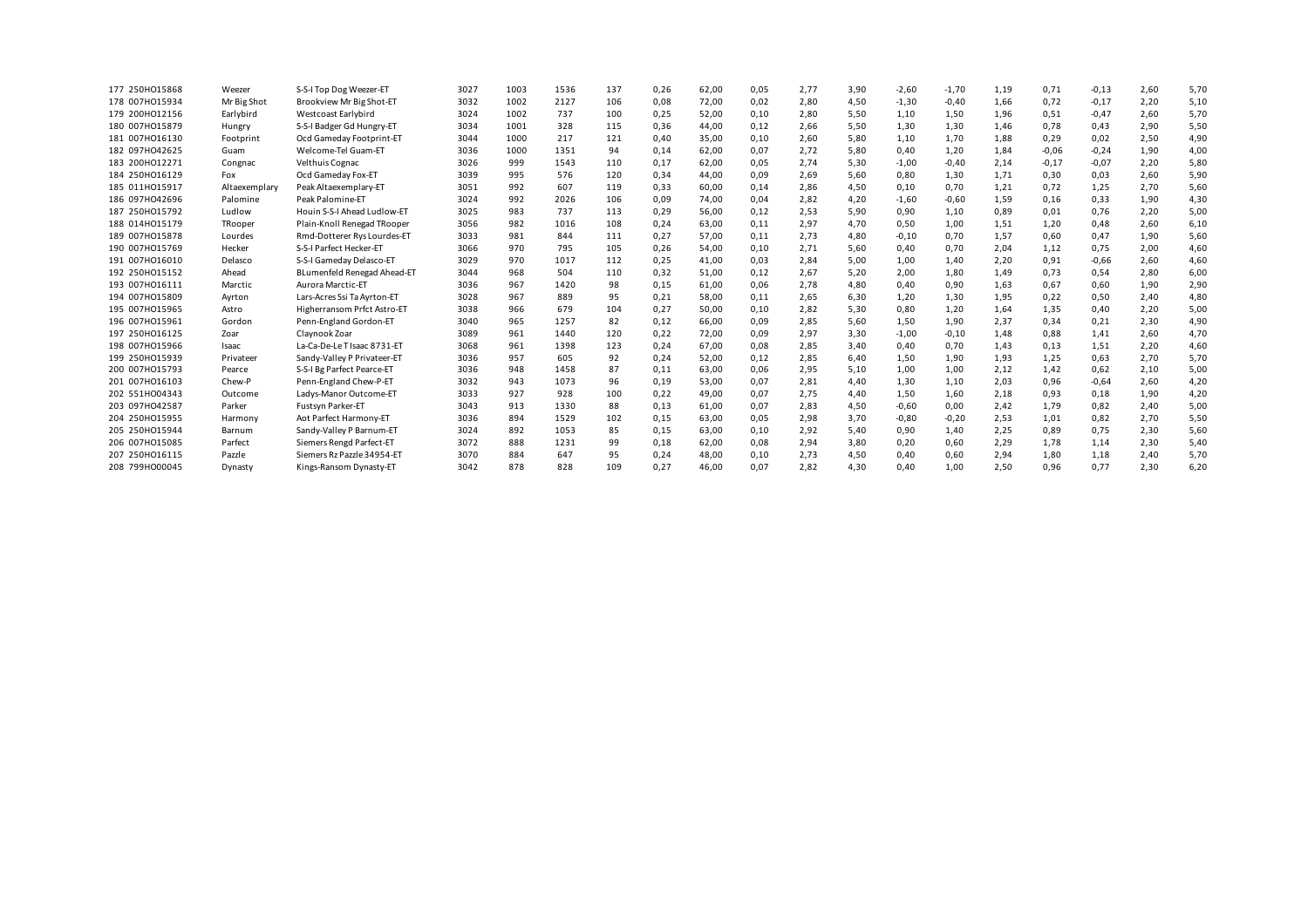| | | | | | | | | | | | | | | | | | | | | |
|---|---|---|---|---|---|---|---|---|---|---|---|---|---|---|---|---|---|---|---|---|
| 177 | 250HO15868 | Weezer | S-S-I Top Dog Weezer-ET | 3027 | 1003 | 1536 | 137 | 0,26 | 62,00 | 0,05 | 2,77 | 3,90 | -2,60 | -1,70 | 1,19 | 0,71 | -0,13 | 2,60 | 5,70 |
| 178 | 007HO15934 | Mr Big Shot | Brookview Mr Big Shot-ET | 3032 | 1002 | 2127 | 106 | 0,08 | 72,00 | 0,02 | 2,80 | 4,50 | -1,30 | -0,40 | 1,66 | 0,72 | -0,17 | 2,20 | 5,10 |
| 179 | 200HO12156 | Earlybird | Westcoast Earlybird | 3024 | 1002 | 737 | 100 | 0,25 | 52,00 | 0,10 | 2,80 | 5,50 | 1,10 | 1,50 | 1,96 | 0,51 | -0,47 | 2,60 | 5,70 |
| 180 | 007HO15879 | Hungry | S-S-I Badger Gd Hungry-ET | 3034 | 1001 | 328 | 115 | 0,36 | 44,00 | 0,12 | 2,66 | 5,50 | 1,30 | 1,30 | 1,46 | 0,78 | 0,43 | 2,90 | 5,50 |
| 181 | 007HO16130 | Footprint | Ocd Gameday Footprint-ET | 3044 | 1000 | 217 | 121 | 0,40 | 35,00 | 0,10 | 2,60 | 5,80 | 1,10 | 1,70 | 1,88 | 0,29 | 0,02 | 2,50 | 4,90 |
| 182 | 097HO42625 | Guam | Welcome-Tel Guam-ET | 3036 | 1000 | 1351 | 94 | 0,14 | 62,00 | 0,07 | 2,72 | 5,80 | 0,40 | 1,20 | 1,84 | -0,06 | -0,24 | 1,90 | 4,00 |
| 183 | 200HO12271 | Congnac | Velthuis Cognac | 3026 | 999 | 1543 | 110 | 0,17 | 62,00 | 0,05 | 2,74 | 5,30 | -1,00 | -0,40 | 2,14 | -0,17 | -0,07 | 2,20 | 5,80 |
| 184 | 250HO16129 | Fox | Ocd Gameday Fox-ET | 3039 | 995 | 576 | 120 | 0,34 | 44,00 | 0,09 | 2,69 | 5,60 | 0,80 | 1,30 | 1,71 | 0,30 | 0,03 | 2,60 | 5,90 |
| 185 | 011HO15917 | Altaexemplary | Peak Altaexemplary-ET | 3051 | 992 | 607 | 119 | 0,33 | 60,00 | 0,14 | 2,86 | 4,50 | 0,10 | 0,70 | 1,21 | 0,72 | 1,25 | 2,70 | 5,60 |
| 186 | 097HO42696 | Palomine | Peak Palomine-ET | 3024 | 992 | 2026 | 106 | 0,09 | 74,00 | 0,04 | 2,82 | 4,20 | -1,60 | -0,60 | 1,59 | 0,16 | 0,33 | 1,90 | 4,30 |
| 187 | 250HO15792 | Ludlow | Houin S-S-I Ahead Ludlow-ET | 3025 | 983 | 737 | 113 | 0,29 | 56,00 | 0,12 | 2,53 | 5,90 | 0,90 | 1,10 | 0,89 | 0,01 | 0,76 | 2,20 | 5,00 |
| 188 | 014HO15179 | TRooper | Plain-Knoll Renegad TRooper | 3056 | 982 | 1016 | 108 | 0,24 | 63,00 | 0,11 | 2,97 | 4,70 | 0,50 | 1,00 | 1,51 | 1,20 | 0,48 | 2,60 | 6,10 |
| 189 | 007HO15878 | Lourdes | Rmd-Dotterer Rys Lourdes-ET | 3033 | 981 | 844 | 111 | 0,27 | 57,00 | 0,11 | 2,73 | 4,80 | -0,10 | 0,70 | 1,57 | 0,60 | 0,47 | 1,90 | 5,60 |
| 190 | 007HO15769 | Hecker | S-S-I Parfect Hecker-ET | 3066 | 970 | 795 | 105 | 0,26 | 54,00 | 0,10 | 2,71 | 5,60 | 0,40 | 0,70 | 2,04 | 1,12 | 0,75 | 2,00 | 4,60 |
| 191 | 007HO16010 | Delasco | S-S-I Gameday Delasco-ET | 3029 | 970 | 1017 | 112 | 0,25 | 41,00 | 0,03 | 2,84 | 5,00 | 1,00 | 1,40 | 2,20 | 0,91 | -0,66 | 2,60 | 4,60 |
| 192 | 250HO15152 | Ahead | BLumenfeld Renegad Ahead-ET | 3044 | 968 | 504 | 110 | 0,32 | 51,00 | 0,12 | 2,67 | 5,20 | 2,00 | 1,80 | 1,49 | 0,73 | 0,54 | 2,80 | 6,00 |
| 193 | 007HO16111 | Marctic | Aurora Marctic-ET | 3036 | 967 | 1420 | 98 | 0,15 | 61,00 | 0,06 | 2,78 | 4,80 | 0,40 | 0,90 | 1,63 | 0,67 | 0,60 | 1,90 | 2,90 |
| 194 | 007HO15809 | Ayrton | Lars-Acres Ssi Ta Ayrton-ET | 3028 | 967 | 889 | 95 | 0,21 | 58,00 | 0,11 | 2,65 | 6,30 | 1,20 | 1,30 | 1,95 | 0,22 | 0,50 | 2,40 | 4,80 |
| 195 | 007HO15965 | Astro | Higherransom Prfct Astro-ET | 3038 | 966 | 679 | 104 | 0,27 | 50,00 | 0,10 | 2,82 | 5,30 | 0,80 | 1,20 | 1,64 | 1,35 | 0,40 | 2,20 | 5,00 |
| 196 | 007HO15961 | Gordon | Penn-England Gordon-ET | 3040 | 965 | 1257 | 82 | 0,12 | 66,00 | 0,09 | 2,85 | 5,60 | 1,50 | 1,90 | 2,37 | 0,34 | 0,21 | 2,30 | 4,90 |
| 197 | 250HO16125 | Zoar | Claynook Zoar | 3089 | 961 | 1440 | 120 | 0,22 | 72,00 | 0,09 | 2,97 | 3,30 | -1,00 | -0,10 | 1,48 | 0,88 | 1,41 | 2,60 | 4,70 |
| 198 | 007HO15966 | Isaac | La-Ca-De-Le T Isaac 8731-ET | 3068 | 961 | 1398 | 123 | 0,24 | 67,00 | 0,08 | 2,85 | 3,40 | 0,40 | 0,70 | 1,43 | 0,13 | 1,51 | 2,20 | 4,60 |
| 199 | 250HO15939 | Privateer | Sandy-Valley P Privateer-ET | 3036 | 957 | 605 | 92 | 0,24 | 52,00 | 0,12 | 2,85 | 6,40 | 1,50 | 1,90 | 1,93 | 1,25 | 0,63 | 2,70 | 5,70 |
| 200 | 007HO15793 | Pearce | S-S-I Bg Parfect Pearce-ET | 3036 | 948 | 1458 | 87 | 0,11 | 63,00 | 0,06 | 2,95 | 5,10 | 1,00 | 1,00 | 2,12 | 1,42 | 0,62 | 2,10 | 5,00 |
| 201 | 007HO16103 | Chew-P | Penn-England Chew-P-ET | 3032 | 943 | 1073 | 96 | 0,19 | 53,00 | 0,07 | 2,81 | 4,40 | 1,30 | 1,10 | 2,03 | 0,96 | -0,64 | 2,60 | 4,20 |
| 202 | 551HO04343 | Outcome | Ladys-Manor Outcome-ET | 3033 | 927 | 928 | 100 | 0,22 | 49,00 | 0,07 | 2,75 | 4,40 | 1,50 | 1,60 | 2,18 | 0,93 | 0,18 | 1,90 | 4,20 |
| 203 | 097HO42587 | Parker | Fustsyn Parker-ET | 3043 | 913 | 1330 | 88 | 0,13 | 61,00 | 0,07 | 2,83 | 4,50 | -0,60 | 0,00 | 2,42 | 1,79 | 0,82 | 2,40 | 5,00 |
| 204 | 250HO15955 | Harmony | Aot Parfect Harmony-ET | 3036 | 894 | 1529 | 102 | 0,15 | 63,00 | 0,05 | 2,98 | 3,70 | -0,80 | -0,20 | 2,53 | 1,01 | 0,82 | 2,70 | 5,50 |
| 205 | 250HO15944 | Barnum | Sandy-Valley P Barnum-ET | 3024 | 892 | 1053 | 85 | 0,15 | 63,00 | 0,10 | 2,92 | 5,40 | 0,90 | 1,40 | 2,25 | 0,89 | 0,75 | 2,30 | 5,60 |
| 206 | 007HO15085 | Parfect | Siemers Rengd Parfect-ET | 3072 | 888 | 1231 | 99 | 0,18 | 62,00 | 0,08 | 2,94 | 3,80 | 0,20 | 0,60 | 2,29 | 1,78 | 1,14 | 2,30 | 5,40 |
| 207 | 250HO16115 | Pazzle | Siemers Rz Pazzle 34954-ET | 3070 | 884 | 647 | 95 | 0,24 | 48,00 | 0,10 | 2,73 | 4,50 | 0,40 | 0,60 | 2,94 | 1,80 | 1,18 | 2,40 | 5,70 |
| 208 | 799HO00045 | Dynasty | Kings-Ransom Dynasty-ET | 3042 | 878 | 828 | 109 | 0,27 | 46,00 | 0,07 | 2,82 | 4,30 | 0,40 | 1,00 | 2,50 | 0,96 | 0,77 | 2,30 | 6,20 |